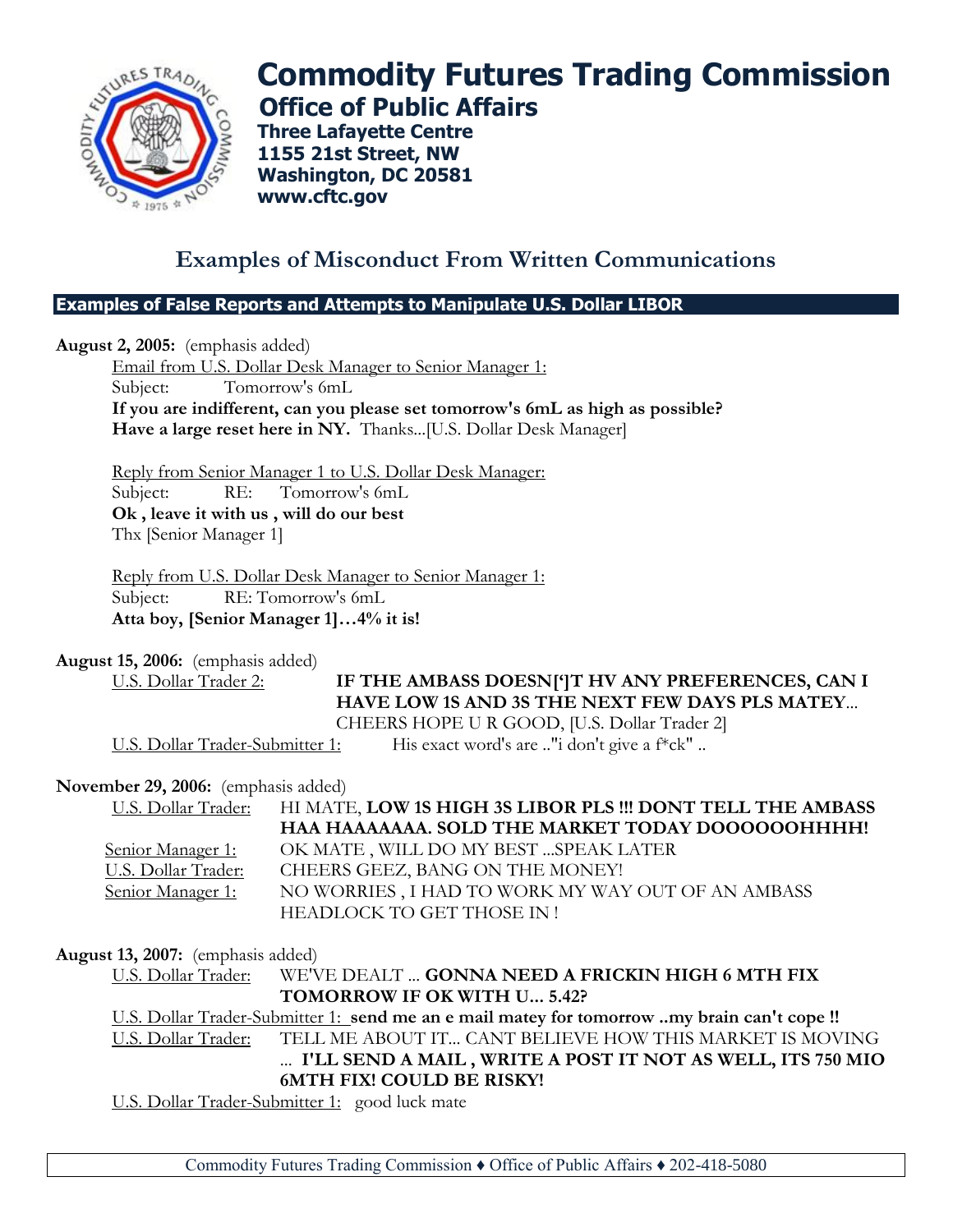# Commodity Futures Trading Commission

## Office of Public Affairs

**Three Lafayette Centre**
**1155 21st Street, NW**
**Washington, DC 20581**
**www.cftc.gov**

## Examples of Misconduct From Written Communications

### Examples of False Reports and Attempts to Manipulate U.S. Dollar LIBOR

**August 2, 2005:** (emphasis added)

Email from U.S. Dollar Desk Manager to Senior Manager 1:
Subject: Tomorrow's 6mL
**If you are indifferent, can you please set tomorrow's 6mL as high as possible? Have a large reset here in NY.** Thanks...[U.S. Dollar Desk Manager]

Reply from Senior Manager 1 to U.S. Dollar Desk Manager:
Subject: RE: Tomorrow's 6mL
**Ok , leave it with us , will do our best**
Thx [Senior Manager 1]

Reply from U.S. Dollar Desk Manager to Senior Manager 1:
Subject: RE: Tomorrow's 6mL
**Atta boy, [Senior Manager 1]…4% it is!**

**August 15, 2006:** (emphasis added)

U.S. Dollar Trader 2: **IF THE AMBASS DOESN[']T HV ANY PREFERENCES, CAN I HAVE LOW 1S AND 3S THE NEXT FEW DAYS PLS MATEY**... CHEERS HOPE U R GOOD, [U.S. Dollar Trader 2]

U.S. Dollar Trader-Submitter 1: His exact word's are .."i don't give a f*ck" ..

**November 29, 2006:** (emphasis added)

U.S. Dollar Trader: HI MATE, **LOW 1S HIGH 3S LIBOR PLS !!! DONT TELL THE AMBASS HAA HAAAAAAA. SOLD THE MARKET TODAY DOOOOOOHHHH!**

Senior Manager 1: OK MATE , WILL DO MY BEST ...SPEAK LATER

U.S. Dollar Trader: CHEERS GEEZ, BANG ON THE MONEY!

Senior Manager 1: NO WORRIES , I HAD TO WORK MY WAY OUT OF AN AMBASS HEADLOCK TO GET THOSE IN !

**August 13, 2007:** (emphasis added)

U.S. Dollar Trader: WE'VE DEALT ... **GONNA NEED A FRICKIN HIGH 6 MTH FIX TOMORROW IF OK WITH U... 5.42?**

U.S. Dollar Trader-Submitter 1: **send me an e mail matey for tomorrow ..my brain can't cope !!**

U.S. Dollar Trader: TELL ME ABOUT IT... CANT BELIEVE HOW THIS MARKET IS MOVING ... **I'LL SEND A MAIL , WRITE A POST IT NOT AS WELL, ITS 750 MIO 6MTH FIX! COULD BE RISKY!**

U.S. Dollar Trader-Submitter 1: good luck mate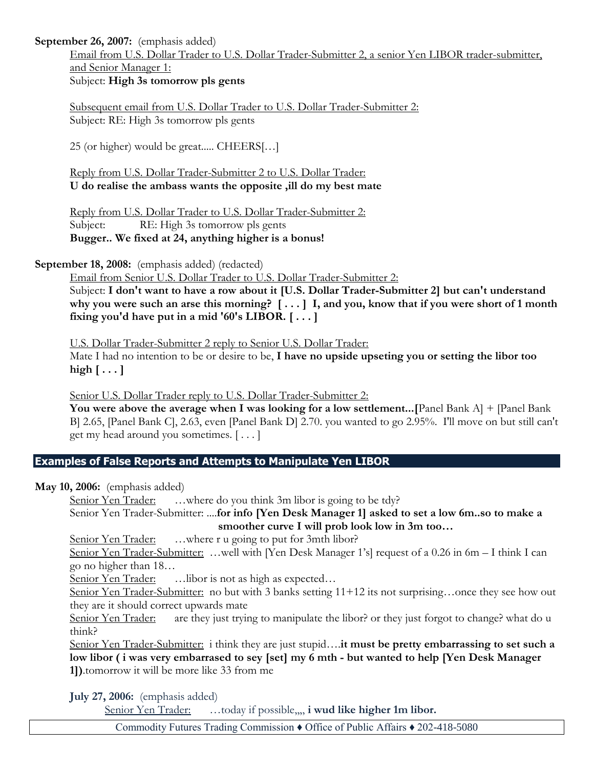**September 26, 2007:** (emphasis added)

Email from U.S. Dollar Trader to U.S. Dollar Trader-Submitter 2, a senior Yen LIBOR trader-submitter, and Senior Manager 1:
Subject: **High 3s tomorrow pls gents**

Subsequent email from U.S. Dollar Trader to U.S. Dollar Trader-Submitter 2:
Subject: RE: High 3s tomorrow pls gents

25 (or higher) would be great..... CHEERS[…]

Reply from U.S. Dollar Trader-Submitter 2 to U.S. Dollar Trader:
**U do realise the ambass wants the opposite ,ill do my best mate**

Reply from U.S. Dollar Trader to U.S. Dollar Trader-Submitter 2:
Subject: RE: High 3s tomorrow pls gents
**Bugger.. We fixed at 24, anything higher is a bonus!**

**September 18, 2008:** (emphasis added) (redacted)

Email from Senior U.S. Dollar Trader to U.S. Dollar Trader-Submitter 2:
Subject: **I don't want to have a row about it [U.S. Dollar Trader-Submitter 2] but can't understand why you were such an arse this morning? [ . . . ] I, and you, know that if you were short of 1 month fixing you'd have put in a mid '60's LIBOR. [ . . . ]**

U.S. Dollar Trader-Submitter 2 reply to Senior U.S. Dollar Trader:
Mate I had no intention to be or desire to be, **I have no upside upseting you or setting the libor too high [ . . . ]**

Senior U.S. Dollar Trader reply to U.S. Dollar Trader-Submitter 2:
**You were above the average when I was looking for a low settlement...[**Panel Bank A] + [Panel Bank B] 2.65, [Panel Bank C], 2.63, even [Panel Bank D] 2.70. you wanted to go 2.95%. I'll move on but still can't get my head around you sometimes. [ . . . ]

## Examples of False Reports and Attempts to Manipulate Yen LIBOR

**May 10, 2006:** (emphasis added)

Senior Yen Trader: …where do you think 3m libor is going to be tdy?
Senior Yen Trader-Submitter: ....**for info [Yen Desk Manager 1] asked to set a low 6m..so to make a smoother curve I will prob look low in 3m too…**
Senior Yen Trader: …where r u going to put for 3mth libor?
Senior Yen Trader-Submitter: …well with [Yen Desk Manager 1's] request of a 0.26 in 6m – I think I can go no higher than 18…
Senior Yen Trader: …libor is not as high as expected…
Senior Yen Trader-Submitter: no but with 3 banks setting 11+12 its not surprising…once they see how out they are it should correct upwards mate
Senior Yen Trader: are they just trying to manipulate the libor? or they just forgot to change? what do u think?
Senior Yen Trader-Submitter: i think they are just stupid….**it must be pretty embarrassing to set such a low libor ( i was very embarrased to sey [set] my 6 mth - but wanted to help [Yen Desk Manager 1])**.tomorrow it will be more like 33 from me

**July 27, 2006:** (emphasis added)

Senior Yen Trader: …today if possible,,,, **i wud like higher 1m libor.**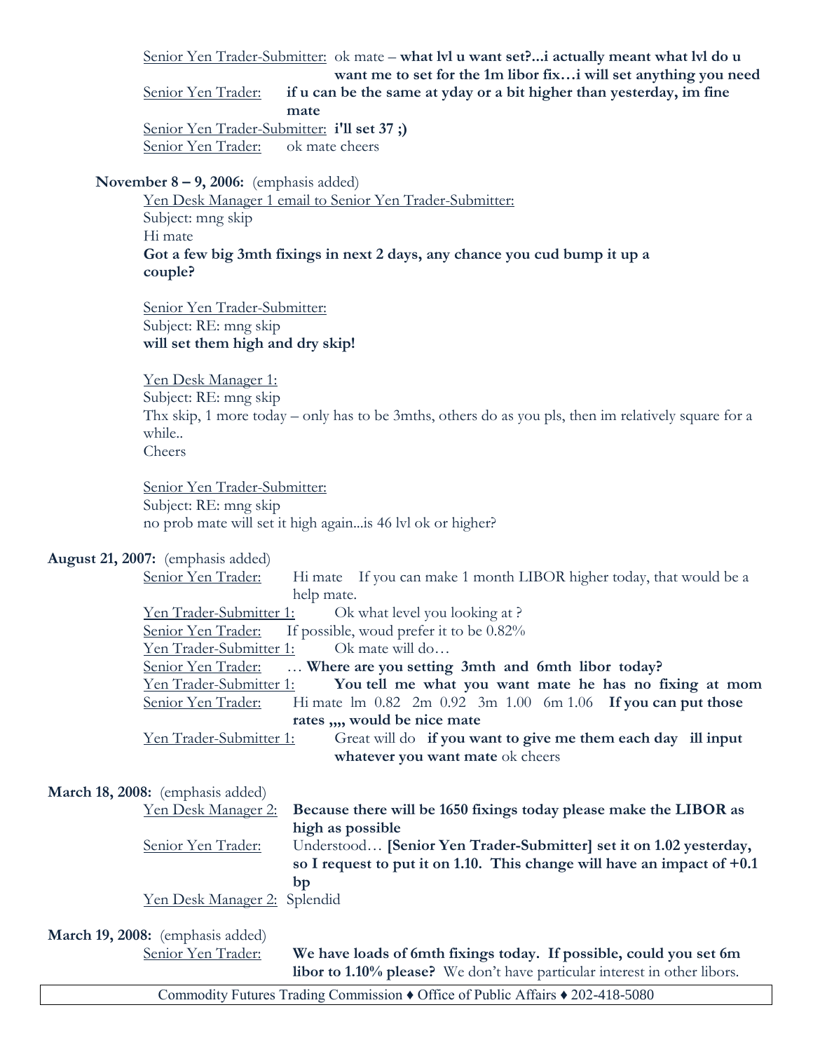Senior Yen Trader-Submitter: ok mate – **what lvl u want set?...i actually meant what lvl do u want me to set for the 1m libor fix…i will set anything you need**

Senior Yen Trader: **if u can be the same at yday or a bit higher than yesterday, im fine mate**

Senior Yen Trader-Submitter: **i'll set 37 ;)**

Senior Yen Trader: ok mate cheers

**November 8 – 9, 2006:** (emphasis added)

Yen Desk Manager 1 email to Senior Yen Trader-Submitter:

Subject: mng skip

Hi mate

**Got a few big 3mth fixings in next 2 days, any chance you cud bump it up a couple?**

Senior Yen Trader-Submitter:

Subject: RE: mng skip

**will set them high and dry skip!**

Yen Desk Manager 1:

Subject: RE: mng skip

Thx skip, 1 more today – only has to be 3mths, others do as you pls, then im relatively square for a while..

Cheers

Senior Yen Trader-Submitter:

Subject: RE: mng skip

no prob mate will set it high again...is 46 lvl ok or higher?

**August 21, 2007:** (emphasis added)

Senior Yen Trader: Hi mate If you can make 1 month LIBOR higher today, that would be a help mate.

Yen Trader-Submitter 1: Ok what level you looking at ?

Senior Yen Trader: If possible, woud prefer it to be 0.82%

Yen Trader-Submitter 1: Ok mate will do…

Senior Yen Trader: … **Where are you setting 3mth and 6mth libor today?**

Yen Trader-Submitter 1: **You tell me what you want mate he has no fixing at mom**

Senior Yen Trader: Hi mate lm 0.82 2m 0.92 3m 1.00 6m 1.06 **If you can put those rates ,,,, would be nice mate**

Yen Trader-Submitter 1: Great will do **if you want to give me them each day ill input whatever you want mate** ok cheers

**March 18, 2008:** (emphasis added)

Yen Desk Manager 2: **Because there will be 1650 fixings today please make the LIBOR as high as possible**

Senior Yen Trader: Understood… **[Senior Yen Trader-Submitter] set it on 1.02 yesterday, so I request to put it on 1.10. This change will have an impact of +0.1 bp**

Yen Desk Manager 2: Splendid

**March 19, 2008:** (emphasis added)

Senior Yen Trader: **We have loads of 6mth fixings today. If possible, could you set 6m libor to 1.10% please?** We don't have particular interest in other libors.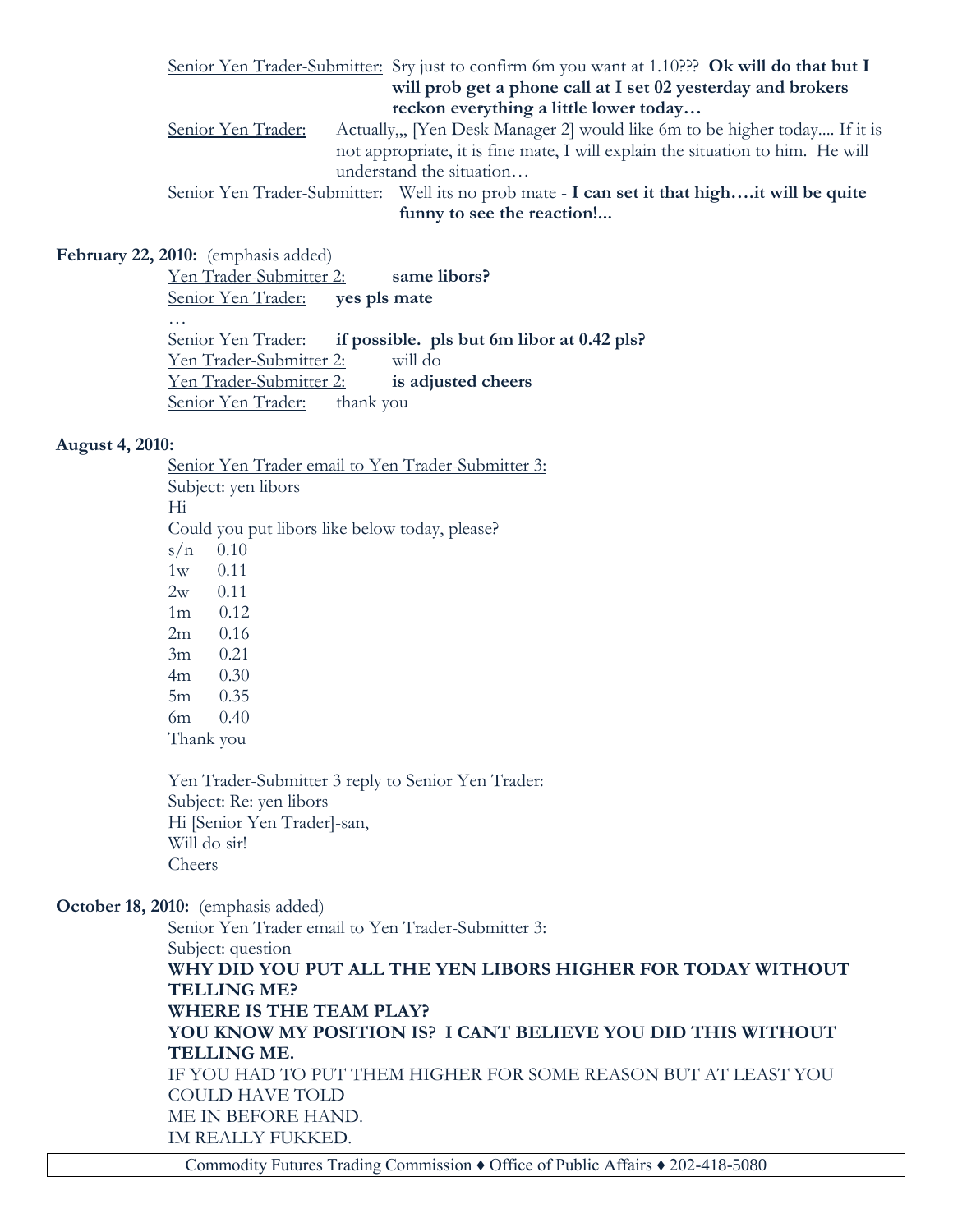Senior Yen Trader-Submitter: Sry just to confirm 6m you want at 1.10??? **Ok will do that but I will prob get a phone call at I set 02 yesterday and brokers reckon everything a little lower today…**

Senior Yen Trader: Actually,,, [Yen Desk Manager 2] would like 6m to be higher today.... If it is not appropriate, it is fine mate, I will explain the situation to him. He will understand the situation…

Senior Yen Trader-Submitter: Well its no prob mate - **I can set it that high….it will be quite funny to see the reaction!...**

**February 22, 2010:** (emphasis added)

Yen Trader-Submitter 2: **same libors?**

Senior Yen Trader: **yes pls mate**

…

Senior Yen Trader: **if possible. pls but 6m libor at 0.42 pls?**

Yen Trader-Submitter 2: will do

Yen Trader-Submitter 2: **is adjusted cheers**

Senior Yen Trader: thank you

**August 4, 2010:**

Senior Yen Trader email to Yen Trader-Submitter 3:

Subject: yen libors

Hi

Could you put libors like below today, please?

s/n 0.10
1w 0.11
2w 0.11
1m 0.12
2m 0.16
3m 0.21
4m 0.30
5m 0.35
6m 0.40

Thank you

Yen Trader-Submitter 3 reply to Senior Yen Trader:

Subject: Re: yen libors

Hi [Senior Yen Trader]-san,

Will do sir!

Cheers

**October 18, 2010:** (emphasis added)

Senior Yen Trader email to Yen Trader-Submitter 3:

Subject: question

**WHY DID YOU PUT ALL THE YEN LIBORS HIGHER FOR TODAY WITHOUT TELLING ME?**

**WHERE IS THE TEAM PLAY?**

**YOU KNOW MY POSITION IS? I CANT BELIEVE YOU DID THIS WITHOUT TELLING ME.**

IF YOU HAD TO PUT THEM HIGHER FOR SOME REASON BUT AT LEAST YOU COULD HAVE TOLD ME IN BEFORE HAND.

IM REALLY FUKKED.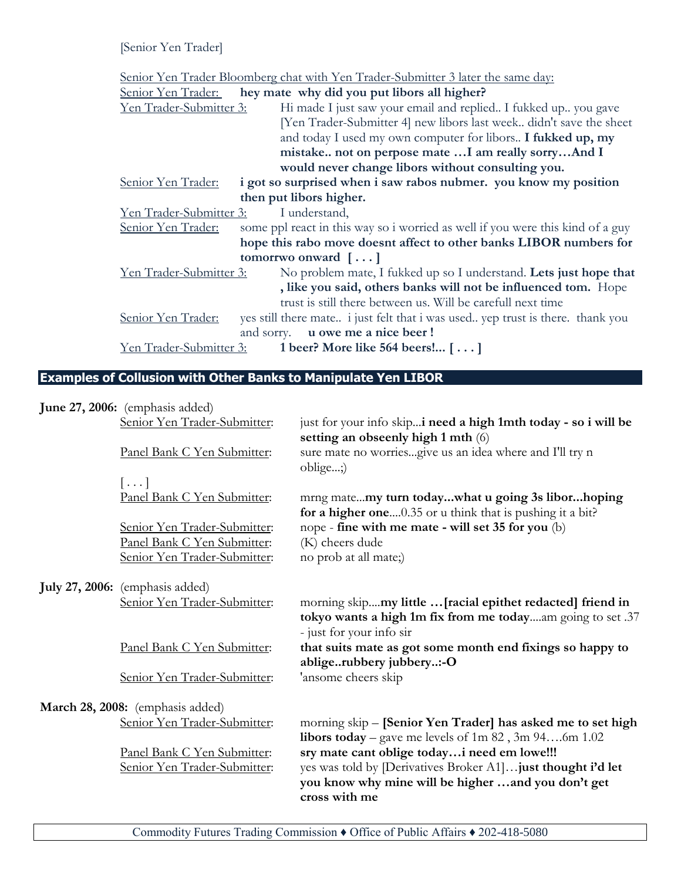[Senior Yen Trader]

Senior Yen Trader Bloomberg chat with Yen Trader-Submitter 3 later the same day:

| | |
|---|---|
| Senior Yen Trader: | **hey mate why did you put libors all higher?** |
| Yen Trader-Submitter 3: | Hi made I just saw your email and replied.. I fukked up.. you gave [Yen Trader-Submitter 4] new libors last week.. didn't save the sheet and today I used my own computer for libors.. **I fukked up, my mistake.. not on perpose mate …I am really sorry…And I would never change libors without consulting you.** |
| Senior Yen Trader: | **i got so surprised when i saw rabos nubmer. you know my position then put libors higher.** |
| Yen Trader-Submitter 3: | I understand, |
| Senior Yen Trader: | some ppl react in this way so i worried as well if you were this kind of a guy **hope this rabo move doesnt affect to other banks LIBOR numbers for tomorrwo onward [ . . . ]** |
| Yen Trader-Submitter 3: | No problem mate, I fukked up so I understand. **Lets just hope that , like you said, others banks will not be influenced tom.** Hope trust is still there between us. Will be carefull next time |
| Senior Yen Trader: | yes still there mate.. i just felt that i was used.. yep trust is there. thank you and sorry. **u owe me a nice beer !** |
| Yen Trader-Submitter 3: | **1 beer? More like 564 beers!... [ . . . ]** |

## Examples of Collusion with Other Banks to Manipulate Yen LIBOR

**June 27, 2006:** (emphasis added)

| | |
|---|---|
| Senior Yen Trader-Submitter: | just for your info skip...**i need a high 1mth today - so i will be setting an obseenly high 1 mth** (6) |
| Panel Bank C Yen Submitter: | sure mate no worries...give us an idea where and I'll try n oblige...;) |
| [ . . . ] | |
| Panel Bank C Yen Submitter: | mrng mate...**my turn today...what u going 3s libor...hoping for a higher one**....0.35 or u think that is pushing it a bit? |
| Senior Yen Trader-Submitter: | nope - **fine with me mate - will set 35 for you** (b) |
| Panel Bank C Yen Submitter: | (K) cheers dude |
| Senior Yen Trader-Submitter: | no prob at all mate;) |

**July 27, 2006:** (emphasis added)

| | |
|---|---|
| Senior Yen Trader-Submitter: | morning skip....**my little …[racial epithet redacted] friend in tokyo wants a high 1m fix from me today**....am going to set .37 - just for your info sir |
| Panel Bank C Yen Submitter: | **that suits mate as got some month end fixings so happy to ablige..rubbery jubbery..:-O** |
| Senior Yen Trader-Submitter: | 'ansome cheers skip |

**March 28, 2008:** (emphasis added)

| | |
|---|---|
| Senior Yen Trader-Submitter: | morning skip – **[Senior Yen Trader] has asked me to set high libors today** – gave me levels of 1m 82 , 3m 94….6m 1.02 |
| Panel Bank C Yen Submitter: | **sry mate cant oblige today…i need em lowe!!!** |
| Senior Yen Trader-Submitter: | yes was told by [Derivatives Broker A1]…**just thought i'd let you know why mine will be higher …and you don't get cross with me** |

Commodity Futures Trading Commission ♦ Office of Public Affairs ♦ 202-418-5080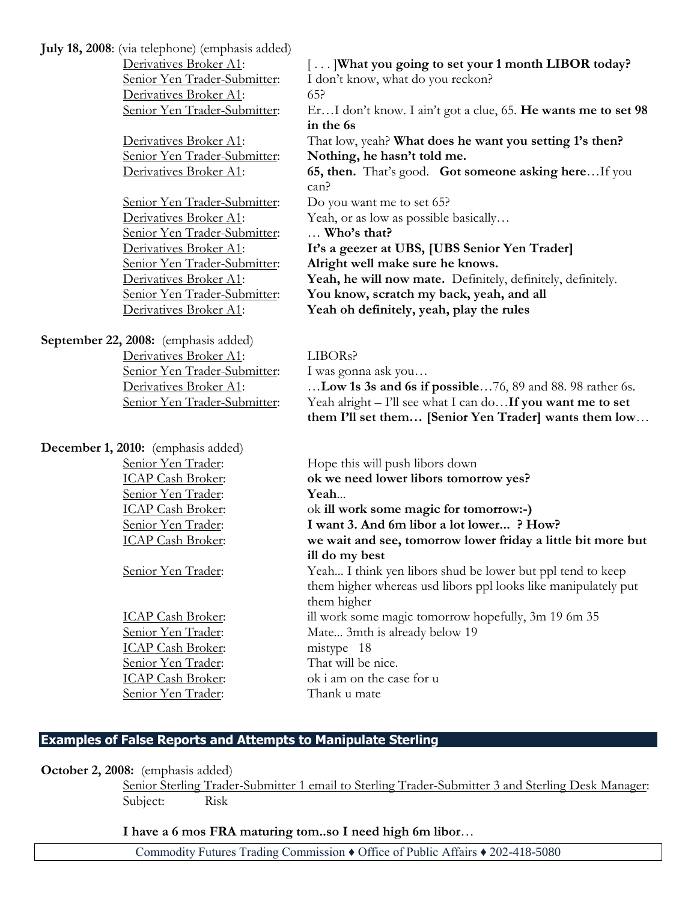**July 18, 2008**: (via telephone) (emphasis added)

Derivatives Broker A1: [ . . . ]**What you going to set your 1 month LIBOR today?**
Senior Yen Trader-Submitter: I don't know, what do you reckon?
Derivatives Broker A1: 65?
Senior Yen Trader-Submitter: Er…I don't know. I ain't got a clue, 65. **He wants me to set 98 in the 6s**
Derivatives Broker A1: That low, yeah? **What does he want you setting 1's then?**
Senior Yen Trader-Submitter: **Nothing, he hasn't told me.**
Derivatives Broker A1: **65, then.** That's good. **Got someone asking here**…If you can?
Senior Yen Trader-Submitter: Do you want me to set 65?
Derivatives Broker A1: Yeah, or as low as possible basically…
Senior Yen Trader-Submitter: … **Who's that?**
Derivatives Broker A1: **It's a geezer at UBS, [UBS Senior Yen Trader]**
Senior Yen Trader-Submitter: **Alright well make sure he knows.**
Derivatives Broker A1: **Yeah, he will now mate.** Definitely, definitely, definitely.
Senior Yen Trader-Submitter: **You know, scratch my back, yeah, and all**
Derivatives Broker A1: **Yeah oh definitely, yeah, play the rules**

**September 22, 2008:** (emphasis added)

Derivatives Broker A1: LIBORs?
Senior Yen Trader-Submitter: I was gonna ask you…
Derivatives Broker A1: …**Low 1s 3s and 6s if possible**…76, 89 and 88. 98 rather 6s.
Senior Yen Trader-Submitter: Yeah alright – I'll see what I can do…**If you want me to set them I'll set them… [Senior Yen Trader] wants them low**…

**December 1, 2010:** (emphasis added)

Senior Yen Trader: Hope this will push libors down
ICAP Cash Broker: **ok we need lower libors tomorrow yes?**
Senior Yen Trader: **Yeah**...
ICAP Cash Broker: ok **ill work some magic for tomorrow:-)**
Senior Yen Trader: **I want 3. And 6m libor a lot lower... ? How?**
ICAP Cash Broker: **we wait and see, tomorrow lower friday a little bit more but ill do my best**
Senior Yen Trader: Yeah... I think yen libors shud be lower but ppl tend to keep them higher whereas usd libors ppl looks like manipulately put them higher
ICAP Cash Broker: ill work some magic tomorrow hopefully, 3m 19 6m 35
Senior Yen Trader: Mate... 3mth is already below 19
ICAP Cash Broker: mistype 18
Senior Yen Trader: That will be nice.
ICAP Cash Broker: ok i am on the case for u
Senior Yen Trader: Thank u mate

## Examples of False Reports and Attempts to Manipulate Sterling

**October 2, 2008:** (emphasis added)

Senior Sterling Trader-Submitter 1 email to Sterling Trader-Submitter 3 and Sterling Desk Manager:
Subject: Risk

**I have a 6 mos FRA maturing tom..so I need high 6m libor**…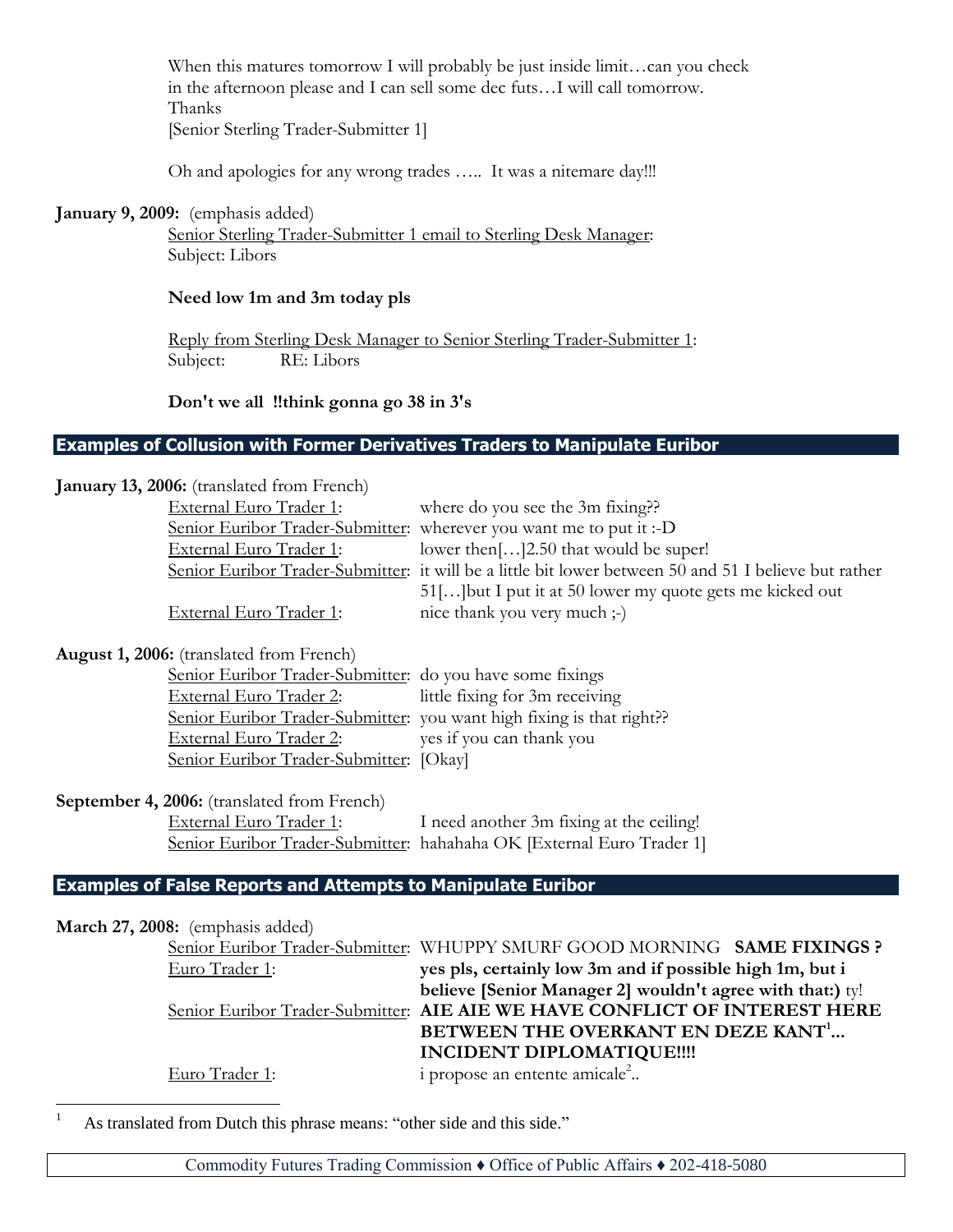When this matures tomorrow I will probably be just inside limit…can you check in the afternoon please and I can sell some dec futs…I will call tomorrow.
Thanks
[Senior Sterling Trader-Submitter 1]

Oh and apologies for any wrong trades ….. It was a nitemare day!!!

**January 9, 2009:** (emphasis added)

Senior Sterling Trader-Submitter 1 email to Sterling Desk Manager:
Subject: Libors

**Need low 1m and 3m today pls**

Reply from Sterling Desk Manager to Senior Sterling Trader-Submitter 1:
Subject: RE: Libors

**Don't we all !!think gonna go 38 in 3's**

## Examples of Collusion with Former Derivatives Traders to Manipulate Euribor

**January 13, 2006:** (translated from French)

External Euro Trader 1: where do you see the 3m fixing??
Senior Euribor Trader-Submitter: wherever you want me to put it :-D
External Euro Trader 1: lower then[…]2.50 that would be super!
Senior Euribor Trader-Submitter: it will be a little bit lower between 50 and 51 I believe but rather 51[…]but I put it at 50 lower my quote gets me kicked out
External Euro Trader 1: nice thank you very much ;-)

**August 1, 2006:** (translated from French)

Senior Euribor Trader-Submitter: do you have some fixings
External Euro Trader 2: little fixing for 3m receiving
Senior Euribor Trader-Submitter: you want high fixing is that right??
External Euro Trader 2: yes if you can thank you
Senior Euribor Trader-Submitter: [Okay]

**September 4, 2006:** (translated from French)

External Euro Trader 1: I need another 3m fixing at the ceiling!
Senior Euribor Trader-Submitter: hahahaha OK [External Euro Trader 1]

## Examples of False Reports and Attempts to Manipulate Euribor

**March 27, 2008:** (emphasis added)

Senior Euribor Trader-Submitter: WHUPPY SMURF GOOD MORNING **SAME FIXINGS ?**
Euro Trader 1: **yes pls, certainly low 3m and if possible high 1m, but i believe [Senior Manager 2] wouldn't agree with that:)** ty!
Senior Euribor Trader-Submitter: **AIE AIE WE HAVE CONFLICT OF INTEREST HERE BETWEEN THE OVERKANT EN DEZE KANT[1]… INCIDENT DIPLOMATIQUE!!!!**
Euro Trader 1: i propose an entente amicale[2]..

---

[1] As translated from Dutch this phrase means: "other side and this side."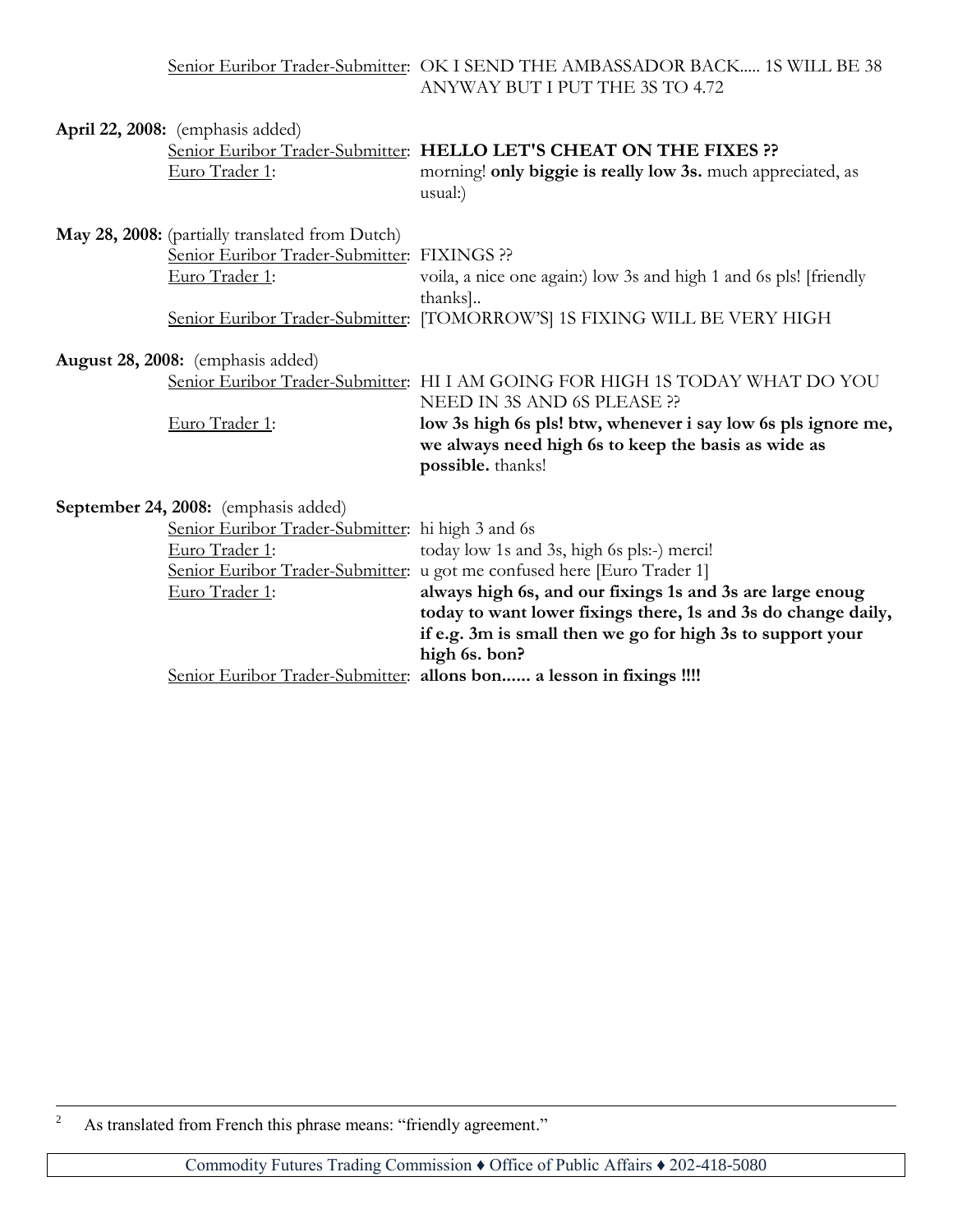Senior Euribor Trader-Submitter: OK I SEND THE AMBASSADOR BACK..... 1S WILL BE 38 ANYWAY BUT I PUT THE 3S TO 4.72

**April 22, 2008:** (emphasis added)

Senior Euribor Trader-Submitter: **HELLO LET'S CHEAT ON THE FIXES ??**

Euro Trader 1: morning! **only biggie is really low 3s.** much appreciated, as usual:)

**May 28, 2008:** (partially translated from Dutch)

Senior Euribor Trader-Submitter: FIXINGS ??

Euro Trader 1: voila, a nice one again:) low 3s and high 1 and 6s pls! [friendly thanks]..

Senior Euribor Trader-Submitter: [TOMORROW'S] 1S FIXING WILL BE VERY HIGH

**August 28, 2008:** (emphasis added)

Senior Euribor Trader-Submitter: HI I AM GOING FOR HIGH 1S TODAY WHAT DO YOU NEED IN 3S AND 6S PLEASE ??

Euro Trader 1: **low 3s high 6s pls! btw, whenever i say low 6s pls ignore me, we always need high 6s to keep the basis as wide as possible.** thanks!

**September 24, 2008:** (emphasis added)

Senior Euribor Trader-Submitter: hi high 3 and 6s

Euro Trader 1: today low 1s and 3s, high 6s pls:-) merci!

Senior Euribor Trader-Submitter: u got me confused here [Euro Trader 1]

Euro Trader 1: **always high 6s, and our fixings 1s and 3s are large enoug today to want lower fixings there, 1s and 3s do change daily, if e.g. 3m is small then we go for high 3s to support your high 6s. bon?**

Senior Euribor Trader-Submitter: **allons bon...... a lesson in fixings !!!!**

---

[2] As translated from French this phrase means: "friendly agreement."